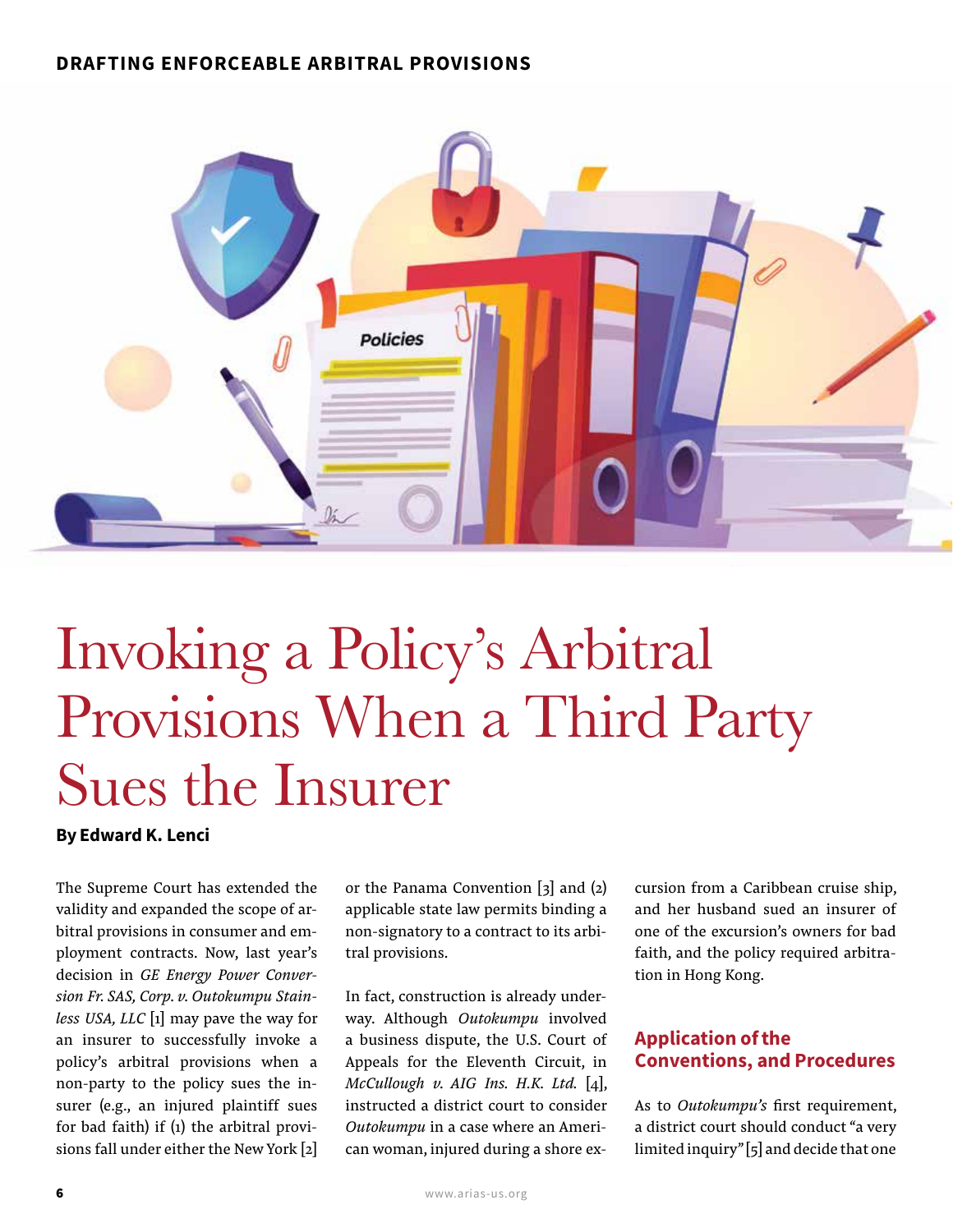# Invoking a Policy's Arbitral Provisions When a Third Party Sues the Insurer

**By Edward K. Lenci**

The Supreme Court has extended the validity and expanded the scope of arbitral provisions in consumer and employment contracts. Now, last year's decision in *GE Energy Power Conversion Fr. SAS, Corp. v. Outokumpu Stainless USA, LLC* [1] may pave the way for an insurer to successfully invoke a policy's arbitral provisions when a non-party to the policy sues the insurer (e.g., an injured plaintiff sues for bad faith) if (1) the arbitral provisions fall under either the New York [2] or the Panama Convention [3] and (2) applicable state law permits binding a non-signatory to a contract to its arbitral provisions.

In fact, construction is already underway. Although *Outokumpu* involved a business dispute, the U.S. Court of Appeals for the Eleventh Circuit, in *McCullough v. AIG Ins. H.K. Ltd.* [4], instructed a district court to consider *Outokumpu* in a case where an American woman, injured during a shore excursion from a Caribbean cruise ship, and her husband sued an insurer of one of the excursion's owners for bad faith, and the policy required arbitration in Hong Kong.

## Application of the Conventions, and Procedures

As to *Outokumpu's* first requirement, a district court should conduct "a very limited inquiry" [5] and decide that one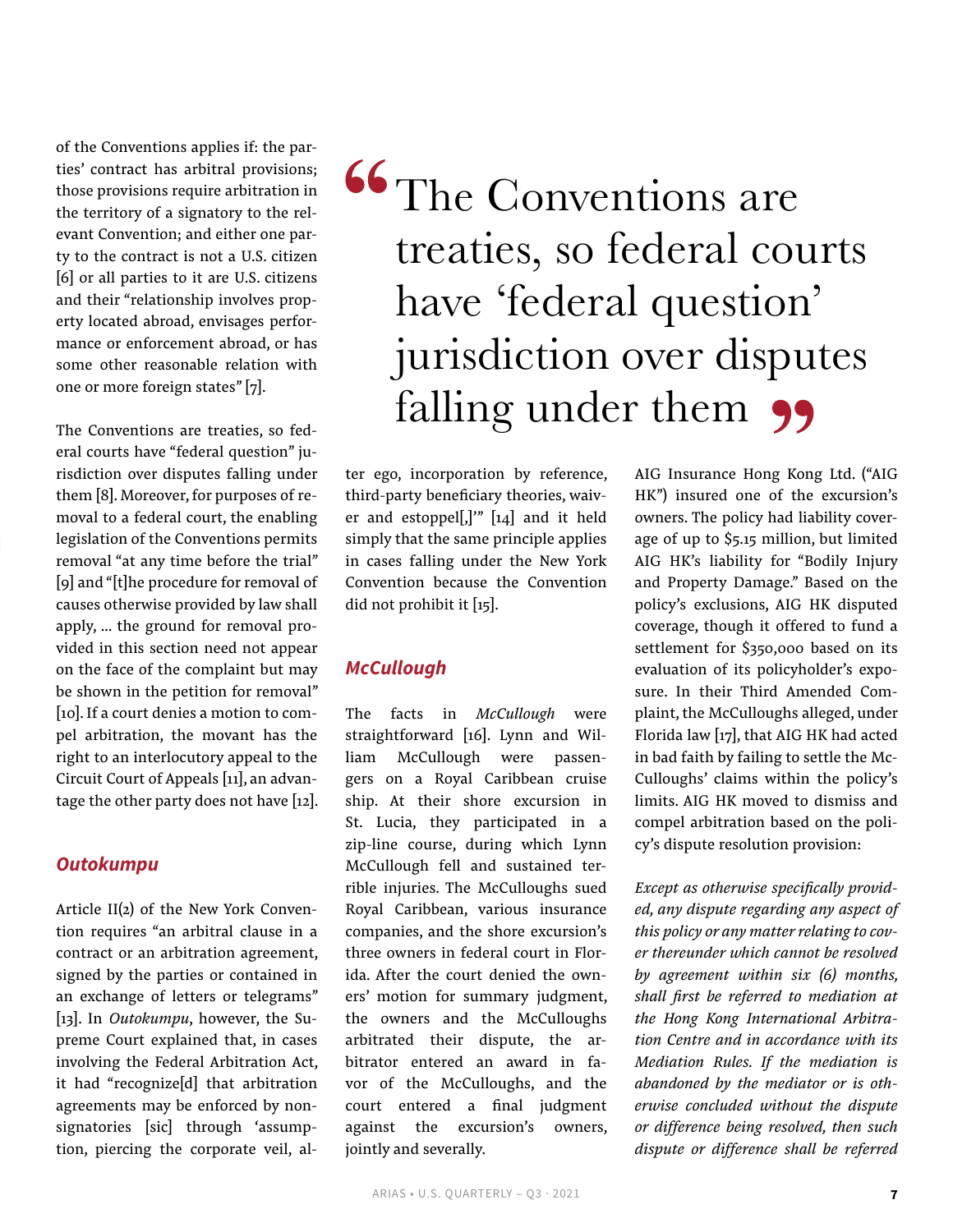of the Conventions applies if: the parties' contract has arbitral provisions; those provisions require arbitration in the territory of a signatory to the relevant Convention; and either one party to the contract is not a U.S. citizen [6] or all parties to it are U.S. citizens and their "relationship involves property located abroad, envisages performance or enforcement abroad, or has some other reasonable relation with one or more foreign states" [7].

The Conventions are treaties, so federal courts have "federal question" jurisdiction over disputes falling under them [8]. Moreover, for purposes of removal to a federal court, the enabling legislation of the Conventions permits removal "at any time before the trial" [9] and "[t]he procedure for removal of causes otherwise provided by law shall apply, ... the ground for removal provided in this section need not appear on the face of the complaint but may be shown in the petition for removal" [10]. If a court denies a motion to compel arbitration, the movant has the right to an interlocutory appeal to the Circuit Court of Appeals [11], an advantage the other party does not have [12].

> "The Conventions are treaties, so federal courts have 'federal question' jurisdiction over disputes falling under them"

### *Outokumpu*

Article II(2) of the New York Convention requires "an arbitral clause in a contract or an arbitration agreement, signed by the parties or contained in an exchange of letters or telegrams" [13]. In *Outokumpu*, however, the Supreme Court explained that, in cases involving the Federal Arbitration Act, it had "recognize[d] that arbitration agreements may be enforced by nonsignatories [sic] through 'assumption, piercing the corporate veil, alter ego, incorporation by reference, third-party beneficiary theories, waiver and estoppel[,]'" [14] and it held simply that the same principle applies in cases falling under the New York Convention because the Convention did not prohibit it [15].

### *McCullough*

The facts in *McCullough* were straightforward [16]. Lynn and William McCullough were passengers on a Royal Caribbean cruise ship. At their shore excursion in St. Lucia, they participated in a zip-line course, during which Lynn McCullough fell and sustained terrible injuries. The McCulloughs sued Royal Caribbean, various insurance companies, and the shore excursion's three owners in federal court in Florida. After the court denied the owners' motion for summary judgment, the owners and the McCulloughs arbitrated their dispute, the arbitrator entered an award in favor of the McCulloughs, and the court entered a final judgment against the excursion's owners, jointly and severally.

AIG Insurance Hong Kong Ltd. ("AIG HK") insured one of the excursion's owners. The policy had liability coverage of up to $5.15 million, but limited AIG HK's liability for "Bodily Injury and Property Damage." Based on the policy's exclusions, AIG HK disputed coverage, though it offered to fund a settlement for $350,000 based on its evaluation of its policyholder's exposure. In their Third Amended Complaint, the McCulloughs alleged, under Florida law [17], that AIG HK had acted in bad faith by failing to settle the McCulloughs' claims within the policy's limits. AIG HK moved to dismiss and compel arbitration based on the policy's dispute resolution provision:

*Except as otherwise specifically provided, any dispute regarding any aspect of this policy or any matter relating to cover thereunder which cannot be resolved by agreement within six (6) months, shall first be referred to mediation at the Hong Kong International Arbitration Centre and in accordance with its Mediation Rules. If the mediation is abandoned by the mediator or is otherwise concluded without the dispute or difference being resolved, then such dispute or difference shall be referred*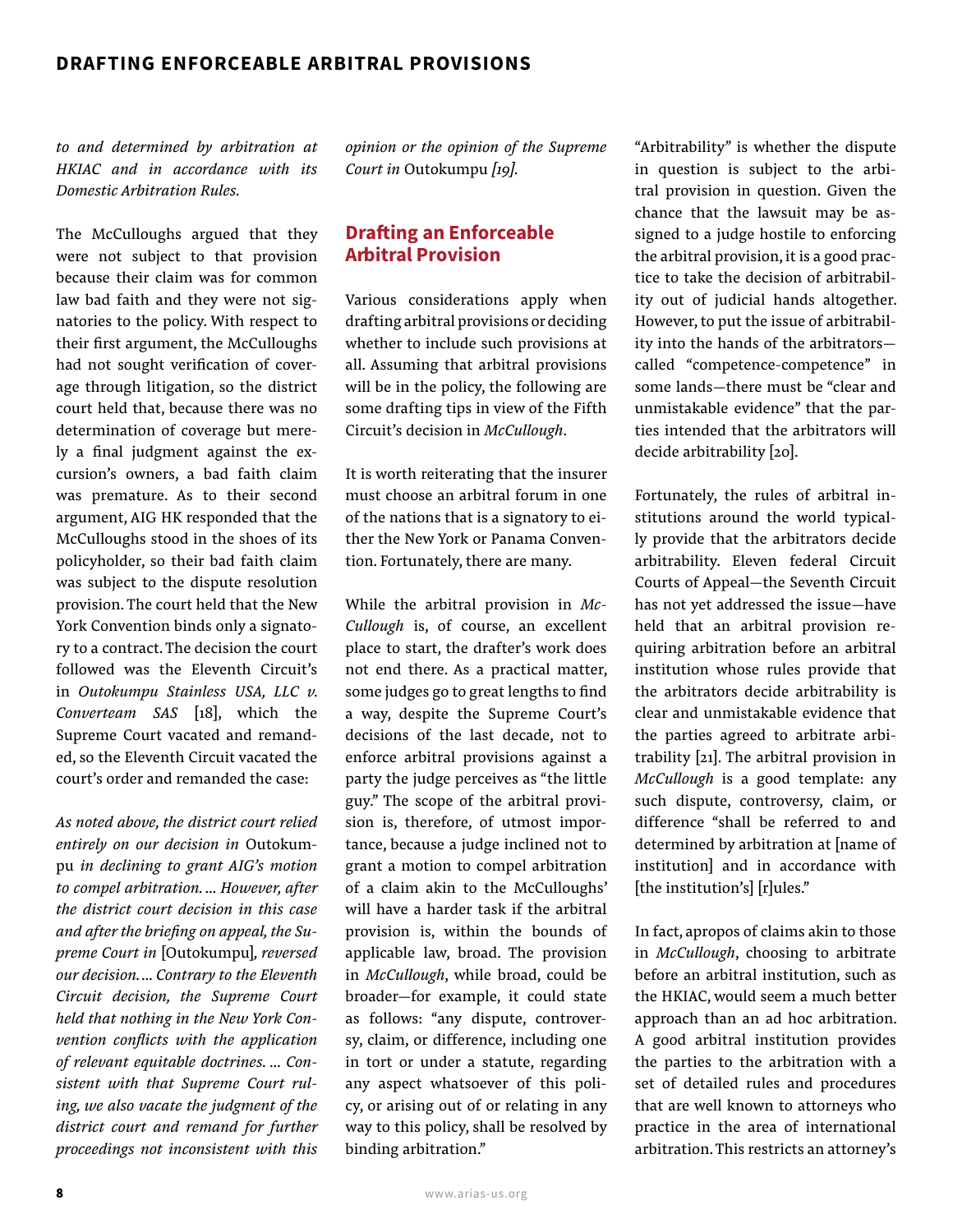*to and determined by arbitration at HKIAC and in accordance with its Domestic Arbitration Rules.*

The McCulloughs argued that they were not subject to that provision because their claim was for common law bad faith and they were not signatories to the policy. With respect to their first argument, the McCulloughs had not sought verification of coverage through litigation, so the district court held that, because there was no determination of coverage but merely a final judgment against the excursion's owners, a bad faith claim was premature. As to their second argument, AIG HK responded that the McCulloughs stood in the shoes of its policyholder, so their bad faith claim was subject to the dispute resolution provision. The court held that the New York Convention binds only a signatory to a contract. The decision the court followed was the Eleventh Circuit's in *Outokumpu Stainless USA, LLC v. Converteam SAS* [18], which the Supreme Court vacated and remanded, so the Eleventh Circuit vacated the court's order and remanded the case:

*As noted above, the district court relied entirely on our decision in* Outokumpu *in declining to grant AIG's motion to compel arbitration. ... However, after the district court decision in this case and after the briefing on appeal, the Supreme Court in* [Outokumpu]*, reversed our decision. ... Contrary to the Eleventh Circuit decision, the Supreme Court held that nothing in the New York Convention conflicts with the application of relevant equitable doctrines. ... Consistent with that Supreme Court ruling, we also vacate the judgment of the district court and remand for further proceedings not inconsistent with this opinion or the opinion of the Supreme Court in* Outokumpu *[19].*

## Drafting an Enforceable Arbitral Provision

Various considerations apply when drafting arbitral provisions or deciding whether to include such provisions at all. Assuming that arbitral provisions will be in the policy, the following are some drafting tips in view of the Fifth Circuit's decision in *McCullough*.

It is worth reiterating that the insurer must choose an arbitral forum in one of the nations that is a signatory to either the New York or Panama Convention. Fortunately, there are many.

While the arbitral provision in *McCullough* is, of course, an excellent place to start, the drafter's work does not end there. As a practical matter, some judges go to great lengths to find a way, despite the Supreme Court's decisions of the last decade, not to enforce arbitral provisions against a party the judge perceives as "the little guy." The scope of the arbitral provision is, therefore, of utmost importance, because a judge inclined not to grant a motion to compel arbitration of a claim akin to the McCulloughs' will have a harder task if the arbitral provision is, within the bounds of applicable law, broad. The provision in *McCullough*, while broad, could be broader—for example, it could state as follows: "any dispute, controversy, claim, or difference, including one in tort or under a statute, regarding any aspect whatsoever of this policy, or arising out of or relating in any way to this policy, shall be resolved by binding arbitration."

"Arbitrability" is whether the dispute in question is subject to the arbitral provision in question. Given the chance that the lawsuit may be assigned to a judge hostile to enforcing the arbitral provision, it is a good practice to take the decision of arbitrability out of judicial hands altogether. However, to put the issue of arbitrability into the hands of the arbitrators—called "competence-competence" in some lands—there must be "clear and unmistakable evidence" that the parties intended that the arbitrators will decide arbitrability [20].

Fortunately, the rules of arbitral institutions around the world typically provide that the arbitrators decide arbitrability. Eleven federal Circuit Courts of Appeal—the Seventh Circuit has not yet addressed the issue—have held that an arbitral provision requiring arbitration before an arbitral institution whose rules provide that the arbitrators decide arbitrability is clear and unmistakable evidence that the parties agreed to arbitrate arbitrability [21]. The arbitral provision in *McCullough* is a good template: any such dispute, controversy, claim, or difference "shall be referred to and determined by arbitration at [name of institution] and in accordance with [the institution's] [r]ules."

In fact, apropos of claims akin to those in *McCullough*, choosing to arbitrate before an arbitral institution, such as the HKIAC, would seem a much better approach than an ad hoc arbitration. A good arbitral institution provides the parties to the arbitration with a set of detailed rules and procedures that are well known to attorneys who practice in the area of international arbitration. This restricts an attorney's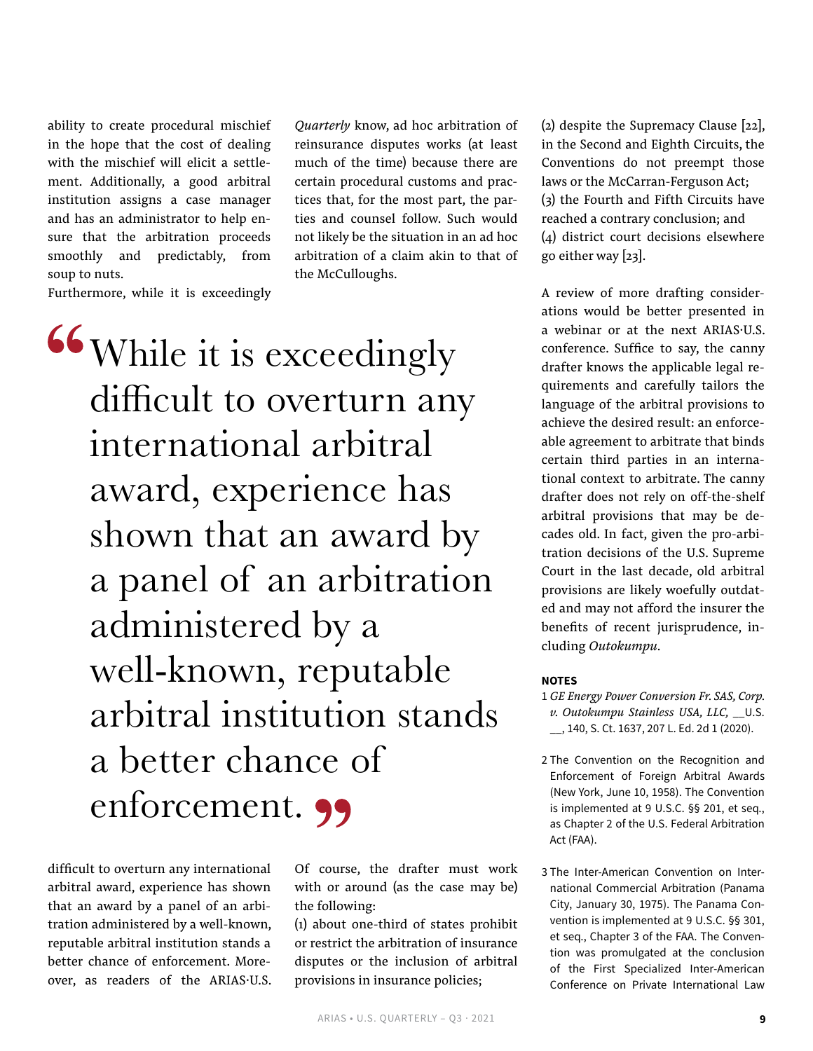ability to create procedural mischief in the hope that the cost of dealing with the mischief will elicit a settlement. Additionally, a good arbitral institution assigns a case manager and has an administrator to help ensure that the arbitration proceeds smoothly and predictably, from soup to nuts.

Furthermore, while it is exceedingly difficult to overturn any international arbitral award, experience has shown that an award by a panel of an arbitration administered by a well-known, reputable arbitral institution stands a better chance of enforcement. Moreover, as readers of the ARIAS·U.S. *Quarterly* know, ad hoc arbitration of reinsurance disputes works (at least much of the time) because there are certain procedural customs and practices that, for the most part, the parties and counsel follow. Such would not likely be the situation in an ad hoc arbitration of a claim akin to that of the McCulloughs.

> "While it is exceedingly difficult to overturn any international arbitral award, experience has shown that an award by a panel of an arbitration administered by a well-known, reputable arbitral institution stands a better chance of enforcement."

Of course, the drafter must work with or around (as the case may be) the following:

(1) about one-third of states prohibit or restrict the arbitration of insurance disputes or the inclusion of arbitral provisions in insurance policies;
(2) despite the Supremacy Clause [22], in the Second and Eighth Circuits, the Conventions do not preempt those laws or the McCarran-Ferguson Act;
(3) the Fourth and Fifth Circuits have reached a contrary conclusion; and
(4) district court decisions elsewhere go either way [23].

A review of more drafting considerations would be better presented in a webinar or at the next ARIAS·U.S. conference. Suffice to say, the canny drafter knows the applicable legal requirements and carefully tailors the language of the arbitral provisions to achieve the desired result: an enforceable agreement to arbitrate that binds certain third parties in an international context to arbitrate. The canny drafter does not rely on off-the-shelf arbitral provisions that may be decades old. In fact, given the pro-arbitration decisions of the U.S. Supreme Court in the last decade, old arbitral provisions are likely woefully outdated and may not afford the insurer the benefits of recent jurisprudence, including *Outokumpu*.

**NOTES**

1 *GE Energy Power Conversion Fr. SAS, Corp. v. Outokumpu Stainless USA, LLC*, __U.S. __, 140, S. Ct. 1637, 207 L. Ed. 2d 1 (2020).

2 The Convention on the Recognition and Enforcement of Foreign Arbitral Awards (New York, June 10, 1958). The Convention is implemented at 9 U.S.C. §§ 201, et seq., as Chapter 2 of the U.S. Federal Arbitration Act (FAA).

3 The Inter-American Convention on International Commercial Arbitration (Panama City, January 30, 1975). The Panama Convention is implemented at 9 U.S.C. §§ 301, et seq., Chapter 3 of the FAA. The Convention was promulgated at the conclusion of the First Specialized Inter-American Conference on Private International Law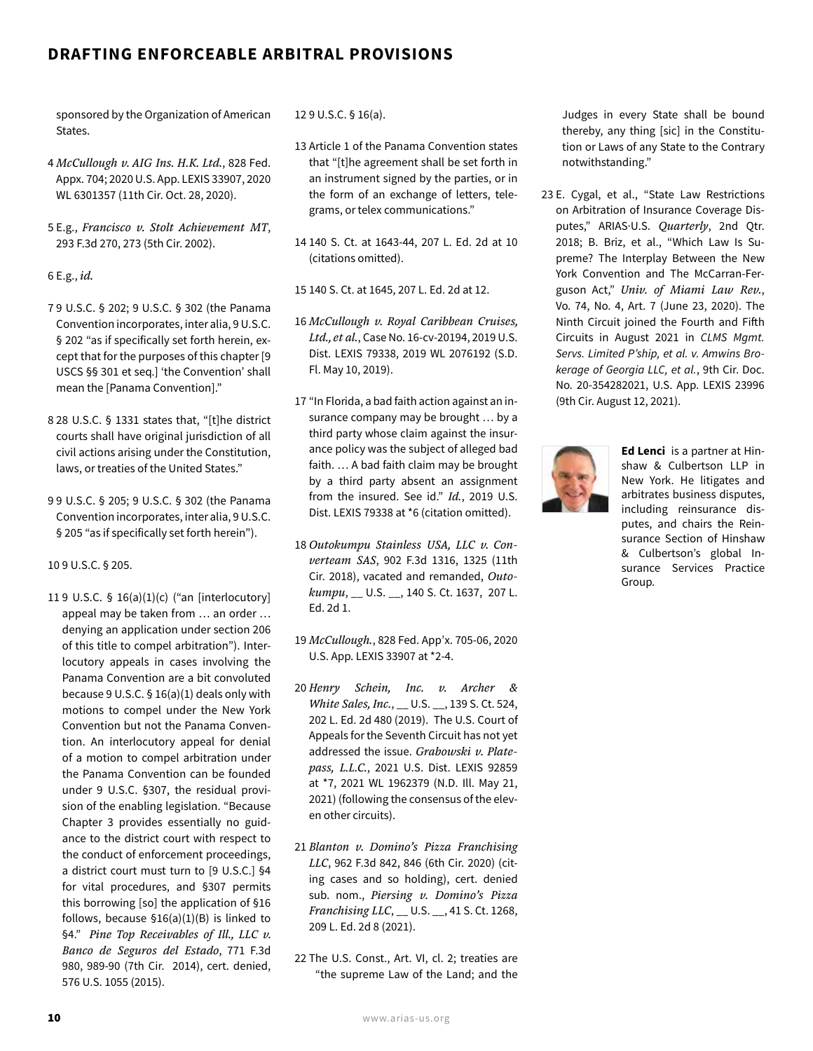sponsored by the Organization of American States.

4 *McCullough v. AIG Ins. H.K. Ltd.*, 828 Fed. Appx. 704; 2020 U.S. App. LEXIS 33907, 2020 WL 6301357 (11th Cir. Oct. 28, 2020).

5 E.g., *Francisco v. Stolt Achievement MT*, 293 F.3d 270, 273 (5th Cir. 2002).

6 E.g., *id.*

7 9 U.S.C. § 202; 9 U.S.C. § 302 (the Panama Convention incorporates, inter alia, 9 U.S.C. § 202 "as if specifically set forth herein, except that for the purposes of this chapter [9 USCS §§ 301 et seq.] 'the Convention' shall mean the [Panama Convention]."

8 28 U.S.C. § 1331 states that, "[t]he district courts shall have original jurisdiction of all civil actions arising under the Constitution, laws, or treaties of the United States."

9 9 U.S.C. § 205; 9 U.S.C. § 302 (the Panama Convention incorporates, inter alia, 9 U.S.C. § 205 "as if specifically set forth herein").

10 9 U.S.C. § 205.

11 9 U.S.C. § 16(a)(1)(c) ("an [interlocutory] appeal may be taken from … an order … denying an application under section 206 of this title to compel arbitration"). Interlocutory appeals in cases involving the Panama Convention are a bit convoluted because 9 U.S.C. § 16(a)(1) deals only with motions to compel under the New York Convention but not the Panama Convention. An interlocutory appeal for denial of a motion to compel arbitration under the Panama Convention can be founded under 9 U.S.C. §307, the residual provision of the enabling legislation. "Because Chapter 3 provides essentially no guidance to the district court with respect to the conduct of enforcement proceedings, a district court must turn to [9 U.S.C.] §4 for vital procedures, and §307 permits this borrowing [so] the application of §16 follows, because §16(a)(1)(B) is linked to §4." *Pine Top Receivables of Ill., LLC v. Banco de Seguros del Estado*, 771 F.3d 980, 989-90 (7th Cir. 2014), cert. denied, 576 U.S. 1055 (2015).

12 9 U.S.C. § 16(a).

13 Article 1 of the Panama Convention states that "[t]he agreement shall be set forth in an instrument signed by the parties, or in the form of an exchange of letters, telegrams, or telex communications."

14 140 S. Ct. at 1643-44, 207 L. Ed. 2d at 10 (citations omitted).

15 140 S. Ct. at 1645, 207 L. Ed. 2d at 12.

16 *McCullough v. Royal Caribbean Cruises, Ltd., et al.*, Case No. 16-cv-20194, 2019 U.S. Dist. LEXIS 79338, 2019 WL 2076192 (S.D. Fl. May 10, 2019).

17 "In Florida, a bad faith action against an insurance company may be brought … by a third party whose claim against the insurance policy was the subject of alleged bad faith. … A bad faith claim may be brought by a third party absent an assignment from the insured. See id." *Id.*, 2019 U.S. Dist. LEXIS 79338 at *6 (citation omitted).

18 *Outokumpu Stainless USA, LLC v. Converteam SAS*, 902 F.3d 1316, 1325 (11th Cir. 2018), vacated and remanded, *Outokumpu*, __ U.S. __, 140 S. Ct. 1637, 207 L. Ed. 2d 1.

19 *McCullough.*, 828 Fed. App'x. 705-06, 2020 U.S. App. LEXIS 33907 at *2-4.

20 *Henry Schein, Inc. v. Archer & White Sales, Inc.*, __ U.S. __, 139 S. Ct. 524, 202 L. Ed. 2d 480 (2019). The U.S. Court of Appeals for the Seventh Circuit has not yet addressed the issue. *Grabowski v. Platepass, L.L.C.*, 2021 U.S. Dist. LEXIS 92859 at *7, 2021 WL 1962379 (N.D. Ill. May 21, 2021) (following the consensus of the eleven other circuits).

21 *Blanton v. Domino's Pizza Franchising LLC*, 962 F.3d 842, 846 (6th Cir. 2020) (citing cases and so holding), cert. denied sub. nom., *Piersing v. Domino's Pizza Franchising LLC*, __ U.S. __, 41 S. Ct. 1268, 209 L. Ed. 2d 8 (2021).

22 The U.S. Const., Art. VI, cl. 2; treaties are "the supreme Law of the Land; and the Judges in every State shall be bound thereby, any thing [sic] in the Constitution or Laws of any State to the Contrary notwithstanding."

23 E. Cygal, et al., "State Law Restrictions on Arbitration of Insurance Coverage Disputes," ARIAS·U.S. *Quarterly*, 2nd Qtr. 2018; B. Briz, et al., "Which Law Is Supreme? The Interplay Between the New York Convention and The McCarran-Ferguson Act," *Univ. of Miami Law Rev.*, Vo. 74, No. 4, Art. 7 (June 23, 2020). The Ninth Circuit joined the Fourth and Fifth Circuits in August 2021 in *CLMS Mgmt. Servs. Limited P'ship, et al. v. Amwins Brokerage of Georgia LLC, et al.*, 9th Cir. Doc. No. 20-354282021, U.S. App. LEXIS 23996 (9th Cir. August 12, 2021).

**Ed Lenci** is a partner at Hinshaw & Culbertson LLP in New York. He litigates and arbitrates business disputes, including reinsurance disputes, and chairs the Reinsurance Section of Hinshaw & Culbertson's global Insurance Services Practice Group.